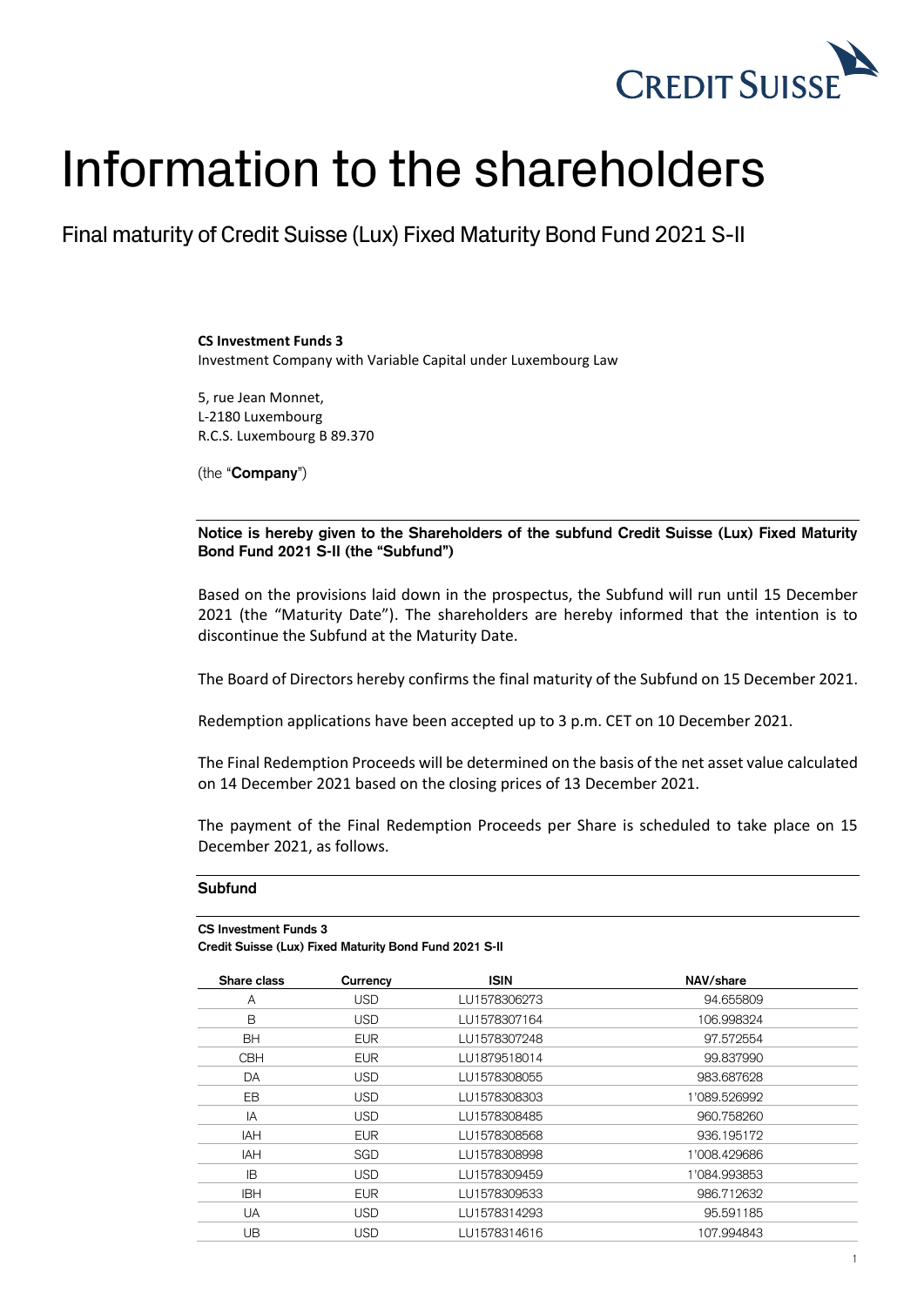# Information to the shareholders

## Final maturity of Credit Suisse (Lux) Fixed Maturity Bond Fund 2021 S-II

**CS Investment Funds 3**
Investment Company with Variable Capital under Luxembourg Law

5, rue Jean Monnet,
L-2180 Luxembourg
R.C.S. Luxembourg B 89.370

(the "**Company**")

**Notice is hereby given to the Shareholders of the subfund Credit Suisse (Lux) Fixed Maturity Bond Fund 2021 S-II (the "Subfund")**

Based on the provisions laid down in the prospectus, the Subfund will run until 15 December 2021 (the "Maturity Date"). The shareholders are hereby informed that the intention is to discontinue the Subfund at the Maturity Date.

The Board of Directors hereby confirms the final maturity of the Subfund on 15 December 2021.

Redemption applications have been accepted up to 3 p.m. CET on 10 December 2021.

The Final Redemption Proceeds will be determined on the basis of the net asset value calculated on 14 December 2021 based on the closing prices of 13 December 2021.

The payment of the Final Redemption Proceeds per Share is scheduled to take place on 15 December 2021, as follows.

### Subfund

**CS Investment Funds 3**
**Credit Suisse (Lux) Fixed Maturity Bond Fund 2021 S-II**

| Share class | Currency | ISIN | NAV/share |
|---|---|---|---|
| A | USD | LU1578306273 | 94.655809 |
| B | USD | LU1578307164 | 106.998324 |
| BH | EUR | LU1578307248 | 97.572554 |
| CBH | EUR | LU1879518014 | 99.837990 |
| DA | USD | LU1578308055 | 983.687628 |
| EB | USD | LU1578308303 | 1'089.526992 |
| IA | USD | LU1578308485 | 960.758260 |
| IAH | EUR | LU1578308568 | 936.195172 |
| IAH | SGD | LU1578308998 | 1'008.429686 |
| IB | USD | LU1578309459 | 1'084.993853 |
| IBH | EUR | LU1578309533 | 986.712632 |
| UA | USD | LU1578314293 | 95.591185 |
| UB | USD | LU1578314616 | 107.994843 |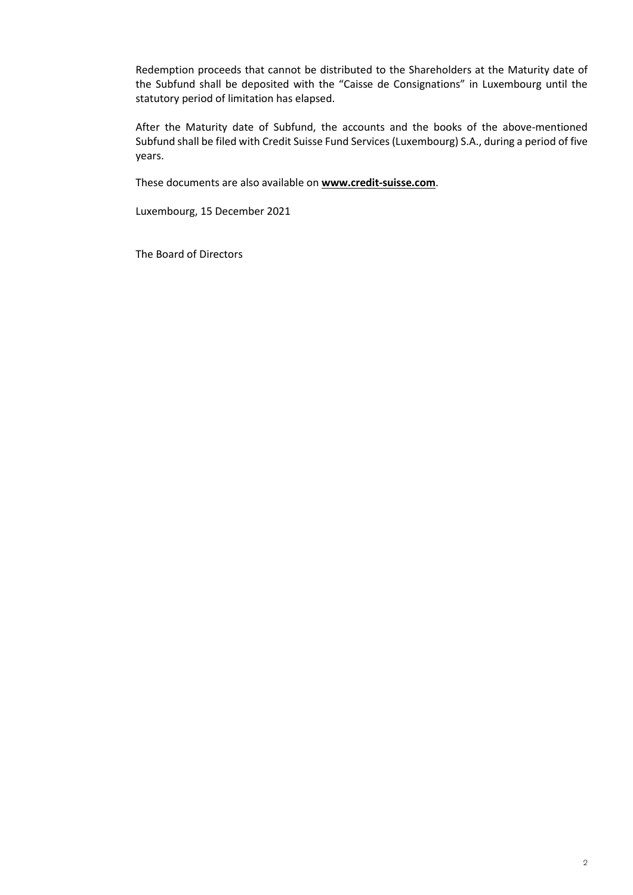Redemption proceeds that cannot be distributed to the Shareholders at the Maturity date of the Subfund shall be deposited with the "Caisse de Consignations" in Luxembourg until the statutory period of limitation has elapsed.

After the Maturity date of Subfund, the accounts and the books of the above-mentioned Subfund shall be filed with Credit Suisse Fund Services (Luxembourg) S.A., during a period of five years.

These documents are also available on **www.credit-suisse.com**.

Luxembourg, 15 December 2021

The Board of Directors